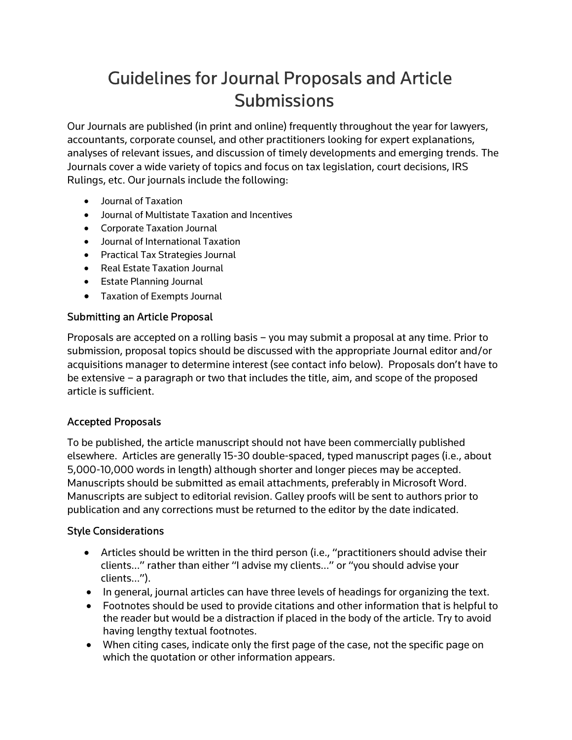# Guidelines for Journal Proposals and Article Submissions

Our Journals are published (in print and online) frequently throughout the year for lawyers, accountants, corporate counsel, and other practitioners looking for expert explanations, analyses of relevant issues, and discussion of timely developments and emerging trends. The Journals cover a wide variety of topics and focus on tax legislation, court decisions, IRS Rulings, etc. Our journals include the following:

- Journal of Taxation
- Journal of Multistate Taxation and Incentives
- Corporate Taxation Journal
- Journal of International Taxation
- Practical Tax Strategies Journal
- Real Estate Taxation Journal
- Estate Planning Journal
- Taxation of Exempts Journal

## Submitting an Article Proposal

Proposals are accepted on a rolling basis – you may submit a proposal at any time. Prior to submission, proposal topics should be discussed with the appropriate Journal editor and/or acquisitions manager to determine interest (see contact info below). Proposals don't have to be extensive – a paragraph or two that includes the title, aim, and scope of the proposed article is sufficient.

## Accepted Proposals

To be published, the article manuscript should not have been commercially published elsewhere. Articles are generally 15-30 double-spaced, typed manuscript pages (i.e., about 5,000-10,000 words in length) although shorter and longer pieces may be accepted. Manuscripts should be submitted as email attachments, preferably in Microsoft Word. Manuscripts are subject to editorial revision. Galley proofs will be sent to authors prior to publication and any corrections must be returned to the editor by the date indicated.

## Style Considerations

- Articles should be written in the third person (i.e., "practitioners should advise their clients..." rather than either "I advise my clients..." or "you should advise your clients...").
- In general, journal articles can have three levels of headings for organizing the text.
- Footnotes should be used to provide citations and other information that is helpful to the reader but would be a distraction if placed in the body of the article. Try to avoid having lengthy textual footnotes.
- When citing cases, indicate only the first page of the case, not the specific page on which the quotation or other information appears.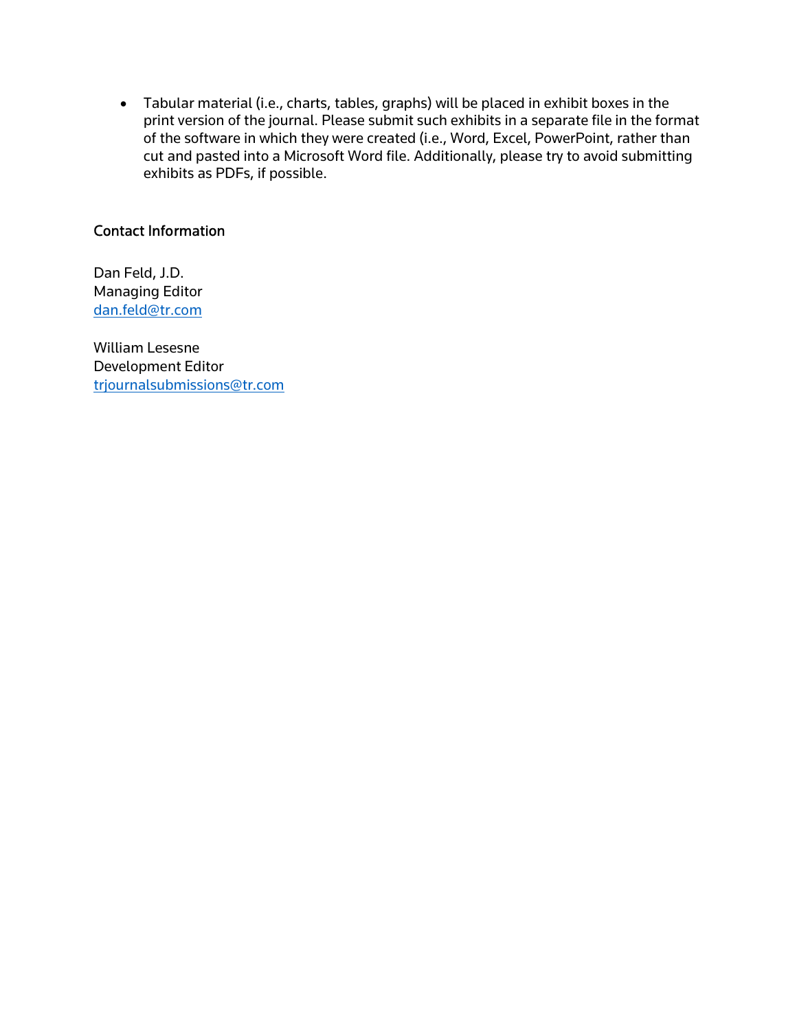- Tabular material (i.e., charts, tables, graphs) will be placed in exhibit boxes in the print version of the journal. Please submit such exhibits in a separate file in the format of the software in which they were created (i.e., Word, Excel, PowerPoint, rather than cut and pasted into a Microsoft Word file. Additionally, please try to avoid submitting exhibits as PDFs, if possible.

## Contact Information

Dan Feld, J.D.
Managing Editor
dan.feld@tr.com

William Lesesne
Development Editor
trjournalsubmissions@tr.com